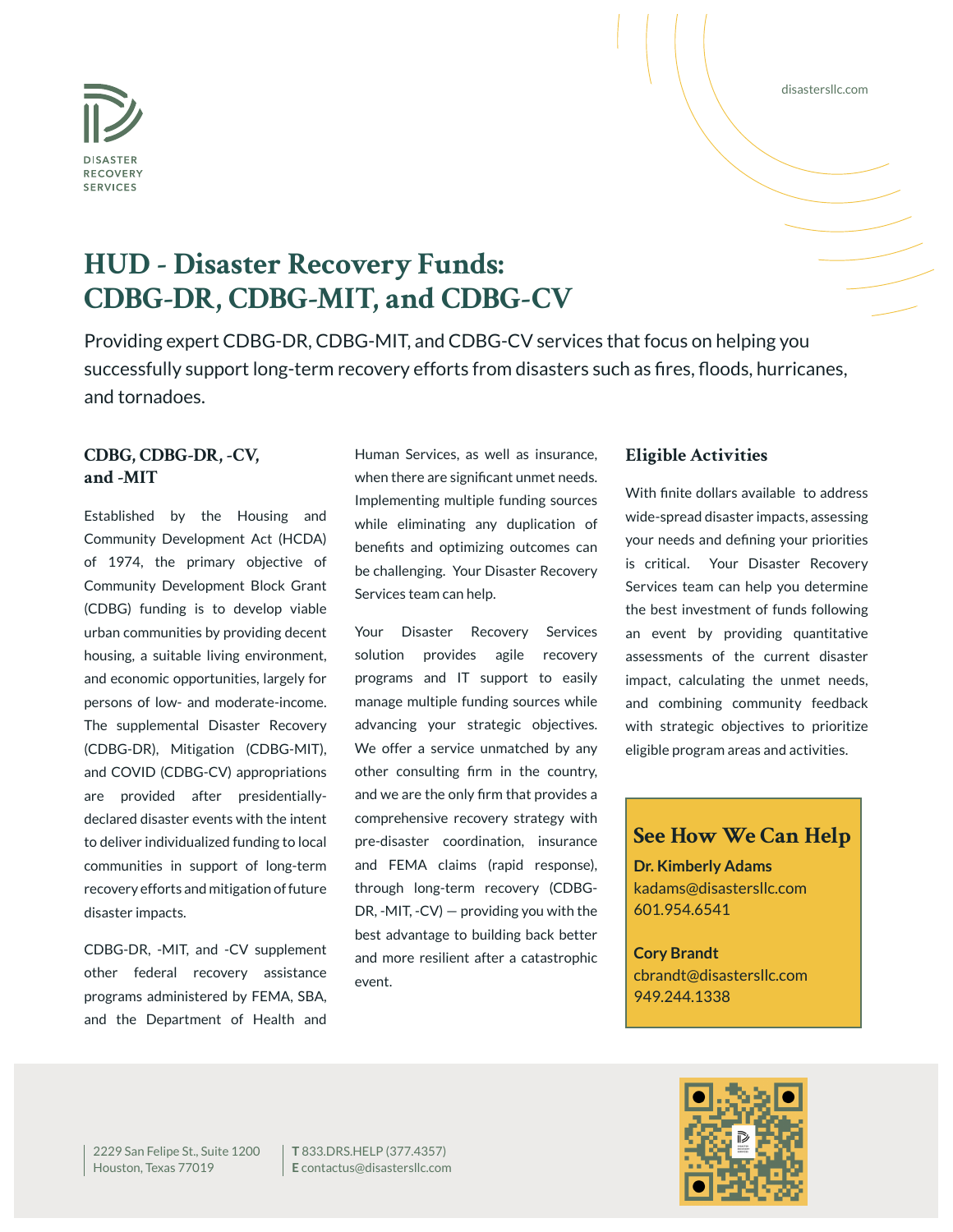DISASTER RECOVERY SERVICES

disastersllc.com

# HUD - Disaster Recovery Funds: CDBG-DR, CDBG-MIT, and CDBG-CV

Providing expert CDBG-DR, CDBG-MIT, and CDBG-CV services that focus on helping you successfully support long-term recovery efforts from disasters such as fires, floods, hurricanes, and tornadoes.

## CDBG, CDBG-DR, -CV, and -MIT

Established by the Housing and Community Development Act (HCDA) of 1974, the primary objective of Community Development Block Grant (CDBG) funding is to develop viable urban communities by providing decent housing, a suitable living environment, and economic opportunities, largely for persons of low- and moderate-income. The supplemental Disaster Recovery (CDBG-DR), Mitigation (CDBG-MIT), and COVID (CDBG-CV) appropriations are provided after presidentially-declared disaster events with the intent to deliver individualized funding to local communities in support of long-term recovery efforts and mitigation of future disaster impacts.

CDBG-DR, -MIT, and -CV supplement other federal recovery assistance programs administered by FEMA, SBA, and the Department of Health and Human Services, as well as insurance, when there are significant unmet needs. Implementing multiple funding sources while eliminating any duplication of benefits and optimizing outcomes can be challenging. Your Disaster Recovery Services team can help.

Your Disaster Recovery Services solution provides agile recovery programs and IT support to easily manage multiple funding sources while advancing your strategic objectives. We offer a service unmatched by any other consulting firm in the country, and we are the only firm that provides a comprehensive recovery strategy with pre-disaster coordination, insurance and FEMA claims (rapid response), through long-term recovery (CDBG-DR, -MIT, -CV) — providing you with the best advantage to building back better and more resilient after a catastrophic event.

## Eligible Activities

With finite dollars available to address wide-spread disaster impacts, assessing your needs and defining your priorities is critical. Your Disaster Recovery Services team can help you determine the best investment of funds following an event by providing quantitative assessments of the current disaster impact, calculating the unmet needs, and combining community feedback with strategic objectives to prioritize eligible program areas and activities.

## See How We Can Help

**Dr. Kimberly Adams**
kadams@disastersllc.com
601.954.6541

**Cory Brandt**
cbrandt@disastersllc.com
949.244.1338

2229 San Felipe St., Suite 1200
Houston, Texas 77019

**T** 833.DRS.HELP (377.4357)
**E** contactus@disastersllc.com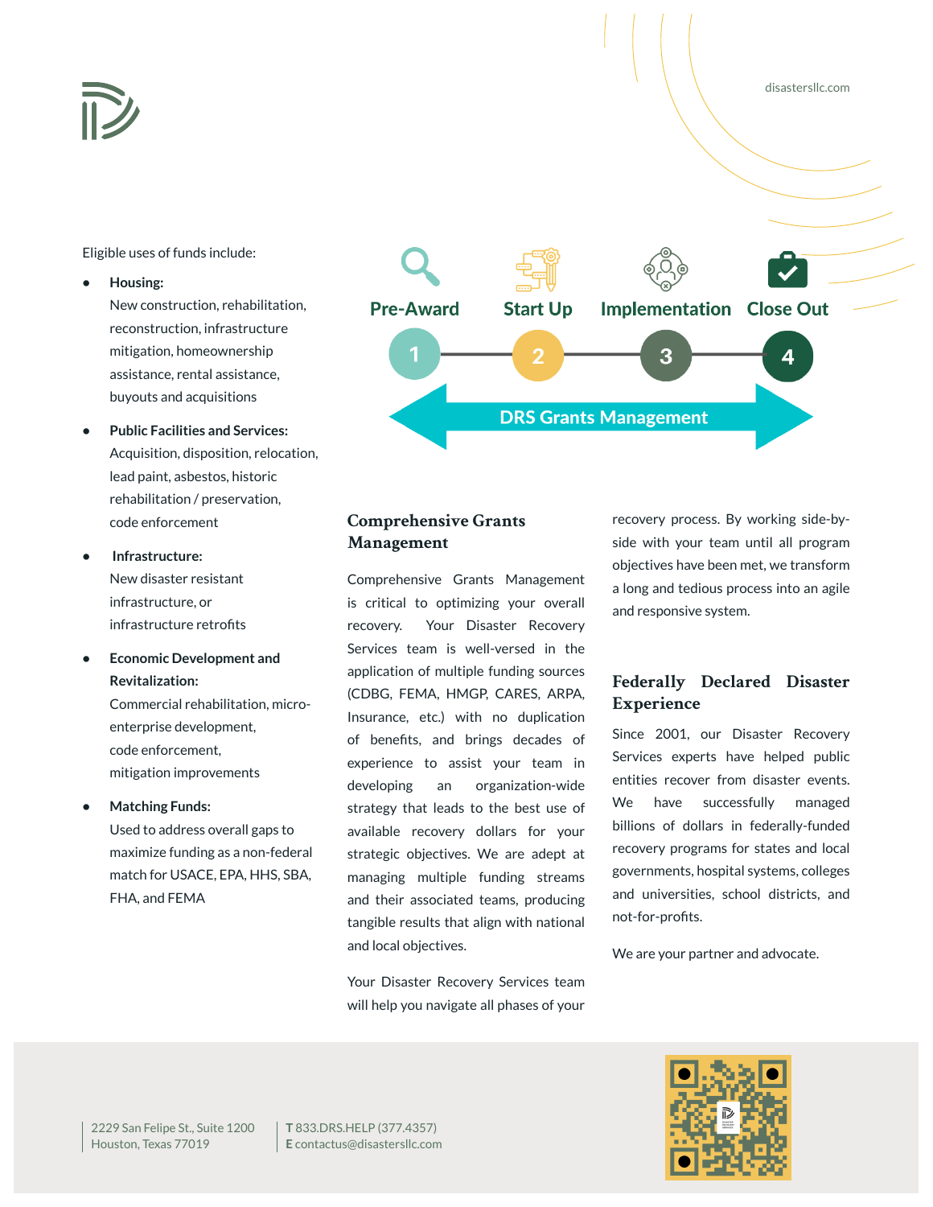disastersllc.com

Eligible uses of funds include:

- **Housing:**
  New construction, rehabilitation, reconstruction, infrastructure mitigation, homeownership assistance, rental assistance, buyouts and acquisitions
- **Public Facilities and Services:**
  Acquisition, disposition, relocation, lead paint, asbestos, historic rehabilitation / preservation, code enforcement
- **Infrastructure:**
  New disaster resistant infrastructure, or infrastructure retrofits
- **Economic Development and Revitalization:**
  Commercial rehabilitation, micro-enterprise development, code enforcement, mitigation improvements
- **Matching Funds:**
  Used to address overall gaps to maximize funding as a non-federal match for USACE, EPA, HHS, SBA, FHA, and FEMA

Pre-Award
1
Start Up
2
Implementation
3
Close Out
4
DRS Grants Management

## Comprehensive Grants Management

Comprehensive Grants Management is critical to optimizing your overall recovery. Your Disaster Recovery Services team is well-versed in the application of multiple funding sources (CDBG, FEMA, HMGP, CARES, ARPA, Insurance, etc.) with no duplication of benefits, and brings decades of experience to assist your team in developing an organization-wide strategy that leads to the best use of available recovery dollars for your strategic objectives. We are adept at managing multiple funding streams and their associated teams, producing tangible results that align with national and local objectives.

Your Disaster Recovery Services team will help you navigate all phases of your recovery process. By working side-by-side with your team until all program objectives have been met, we transform a long and tedious process into an agile and responsive system.

## Federally Declared Disaster Experience

Since 2001, our Disaster Recovery Services experts have helped public entities recover from disaster events. We have successfully managed billions of dollars in federally-funded recovery programs for states and local governments, hospital systems, colleges and universities, school districts, and not-for-profits.

We are your partner and advocate.

2229 San Felipe St., Suite 1200
Houston, Texas 77019

**T** 833.DRS.HELP (377.4357)
**E** contactus@disastersllc.com